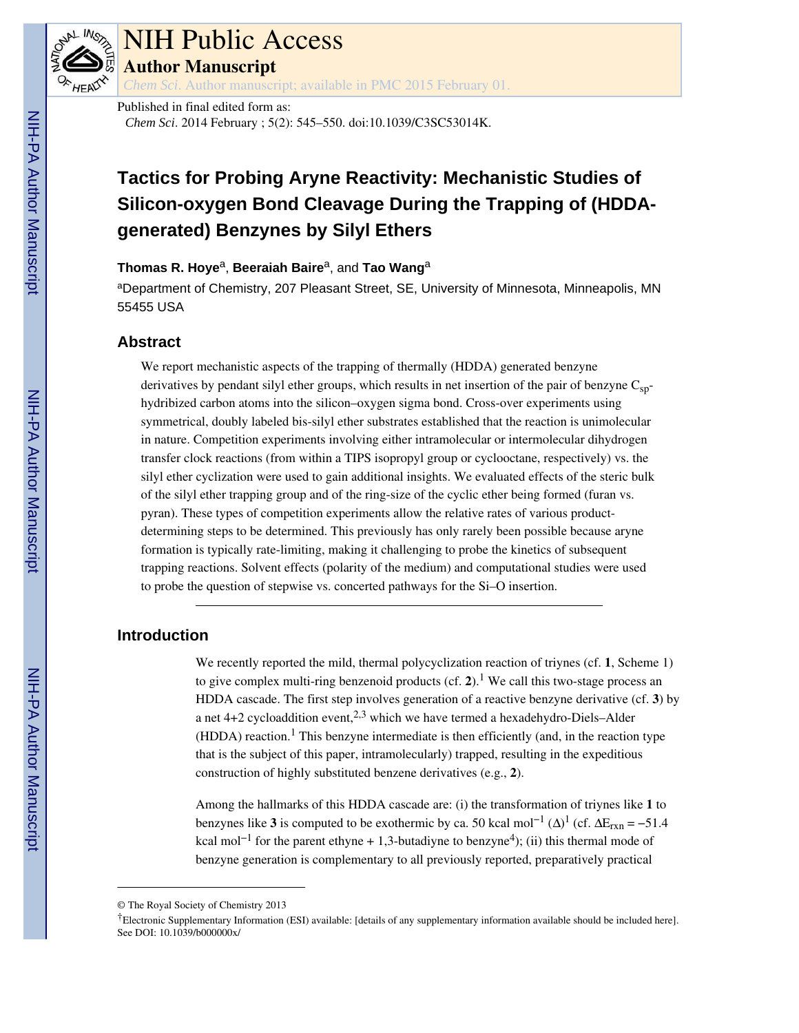NIH Public Access

**Author Manuscript**

*Chem Sci*. Author manuscript; available in PMC 2015 February 01.

Published in final edited form as:

*Chem Sci*. 2014 February ; 5(2): 545–550. doi:10.1039/C3SC53014K.

# Tactics for Probing Aryne Reactivity: Mechanistic Studies of Silicon-oxygen Bond Cleavage During the Trapping of (HDDA-generated) Benzynes by Silyl Ethers

**Thomas R. Hoye**[a], **Beeraiah Baire**[a], and **Tao Wang**[a]

[a]Department of Chemistry, 207 Pleasant Street, SE, University of Minnesota, Minneapolis, MN 55455 USA

## Abstract

We report mechanistic aspects of the trapping of thermally (HDDA) generated benzyne derivatives by pendant silyl ether groups, which results in net insertion of the pair of benzyne $C_{sp}$-hydribized carbon atoms into the silicon–oxygen sigma bond. Cross-over experiments using symmetrical, doubly labeled bis-silyl ether substrates established that the reaction is unimolecular in nature. Competition experiments involving either intramolecular or intermolecular dihydrogen transfer clock reactions (from within a TIPS isopropyl group or cyclooctane, respectively) vs. the silyl ether cyclization were used to gain additional insights. We evaluated effects of the steric bulk of the silyl ether trapping group and of the ring-size of the cyclic ether being formed (furan vs. pyran). These types of competition experiments allow the relative rates of various product-determining steps to be determined. This previously has only rarely been possible because aryne formation is typically rate-limiting, making it challenging to probe the kinetics of subsequent trapping reactions. Solvent effects (polarity of the medium) and computational studies were used to probe the question of stepwise vs. concerted pathways for the Si–O insertion.

## Introduction

We recently reported the mild, thermal polycyclization reaction of triynes (cf. **1**, Scheme 1) to give complex multi-ring benzenoid products (cf. **2**).[1] We call this two-stage process an HDDA cascade. The first step involves generation of a reactive benzyne derivative (cf. **3**) by a net 4+2 cycloaddition event,[2,3] which we have termed a hexadehydro-Diels–Alder (HDDA) reaction.[1] This benzyne intermediate is then efficiently (and, in the reaction type that is the subject of this paper, intramolecularly) trapped, resulting in the expeditious construction of highly substituted benzene derivatives (e.g., **2**).

Among the hallmarks of this HDDA cascade are: (i) the transformation of triynes like **1** to benzynes like **3** is computed to be exothermic by ca. 50 kcal mol$^{-1}$ (Δ)[1] (cf. $\Delta E_{rxn} = -51.4$ kcal mol$^{-1}$ for the parent ethyne + 1,3-butadiyne to benzyne[4]); (ii) this thermal mode of benzyne generation is complementary to all previously reported, preparatively practical

---

© The Royal Society of Chemistry 2013

†Electronic Supplementary Information (ESI) available: [details of any supplementary information available should be included here]. See DOI: 10.1039/b000000x/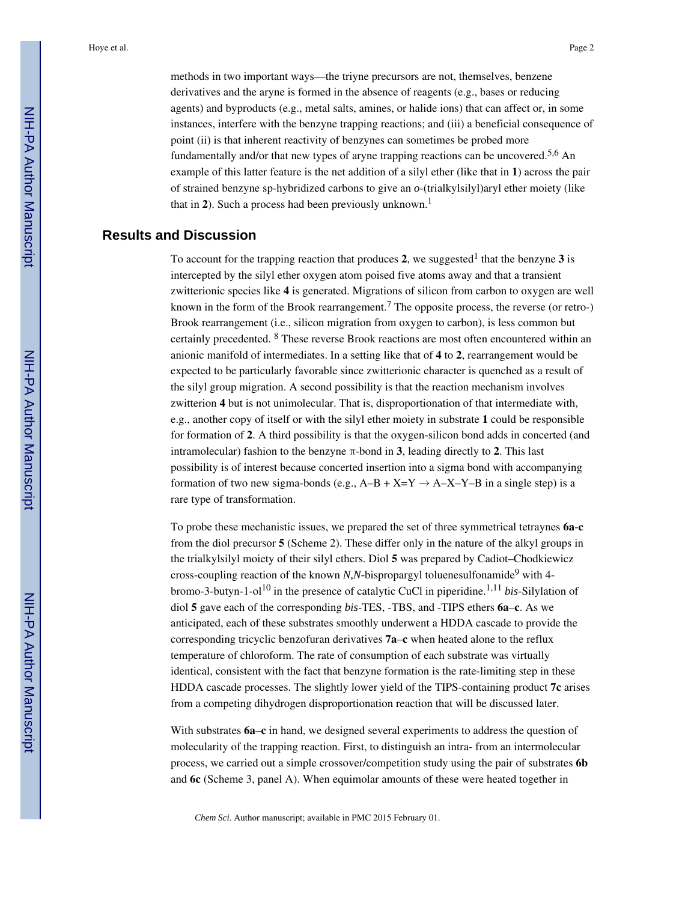methods in two important ways—the triyne precursors are not, themselves, benzene derivatives and the aryne is formed in the absence of reagents (e.g., bases or reducing agents) and byproducts (e.g., metal salts, amines, or halide ions) that can affect or, in some instances, interfere with the benzyne trapping reactions; and (iii) a beneficial consequence of point (ii) is that inherent reactivity of benzynes can sometimes be probed more fundamentally and/or that new types of aryne trapping reactions can be uncovered.[5,6] An example of this latter feature is the net addition of a silyl ether (like that in **1**) across the pair of strained benzyne sp-hybridized carbons to give an *o*-(trialkylsilyl)aryl ether moiety (like that in **2**). Such a process had been previously unknown.[1]

## Results and Discussion

To account for the trapping reaction that produces **2**, we suggested[1] that the benzyne **3** is intercepted by the silyl ether oxygen atom poised five atoms away and that a transient zwitterionic species like **4** is generated. Migrations of silicon from carbon to oxygen are well known in the form of the Brook rearrangement.[7] The opposite process, the reverse (or retro-) Brook rearrangement (i.e., silicon migration from oxygen to carbon), is less common but certainly precedented. [8] These reverse Brook reactions are most often encountered within an anionic manifold of intermediates. In a setting like that of **4** to **2**, rearrangement would be expected to be particularly favorable since zwitterionic character is quenched as a result of the silyl group migration. A second possibility is that the reaction mechanism involves zwitterion **4** but is not unimolecular. That is, disproportionation of that intermediate with, e.g., another copy of itself or with the silyl ether moiety in substrate **1** could be responsible for formation of **2**. A third possibility is that the oxygen-silicon bond adds in concerted (and intramolecular) fashion to the benzyne π-bond in **3**, leading directly to **2**. This last possibility is of interest because concerted insertion into a sigma bond with accompanying formation of two new sigma-bonds (e.g., A–B + X=Y → A–X–Y–B in a single step) is a rare type of transformation.

To probe these mechanistic issues, we prepared the set of three symmetrical tetraynes **6a**-**c** from the diol precursor **5** (Scheme 2). These differ only in the nature of the alkyl groups in the trialkylsilyl moiety of their silyl ethers. Diol **5** was prepared by Cadiot–Chodkiewicz cross-coupling reaction of the known *N,N*-bispropargyl toluenesulfonamide[9] with 4-bromo-3-butyn-1-ol[10] in the presence of catalytic CuCl in piperidine.[1,11] *bis*-Silylation of diol **5** gave each of the corresponding *bis*-TES, -TBS, and -TIPS ethers **6a**–**c**. As we anticipated, each of these substrates smoothly underwent a HDDA cascade to provide the corresponding tricyclic benzofuran derivatives **7a**–**c** when heated alone to the reflux temperature of chloroform. The rate of consumption of each substrate was virtually identical, consistent with the fact that benzyne formation is the rate-limiting step in these HDDA cascade processes. The slightly lower yield of the TIPS-containing product **7c** arises from a competing dihydrogen disproportionation reaction that will be discussed later.

With substrates **6a**–**c** in hand, we designed several experiments to address the question of molecularity of the trapping reaction. First, to distinguish an intra- from an intermolecular process, we carried out a simple crossover/competition study using the pair of substrates **6b** and **6c** (Scheme 3, panel A). When equimolar amounts of these were heated together in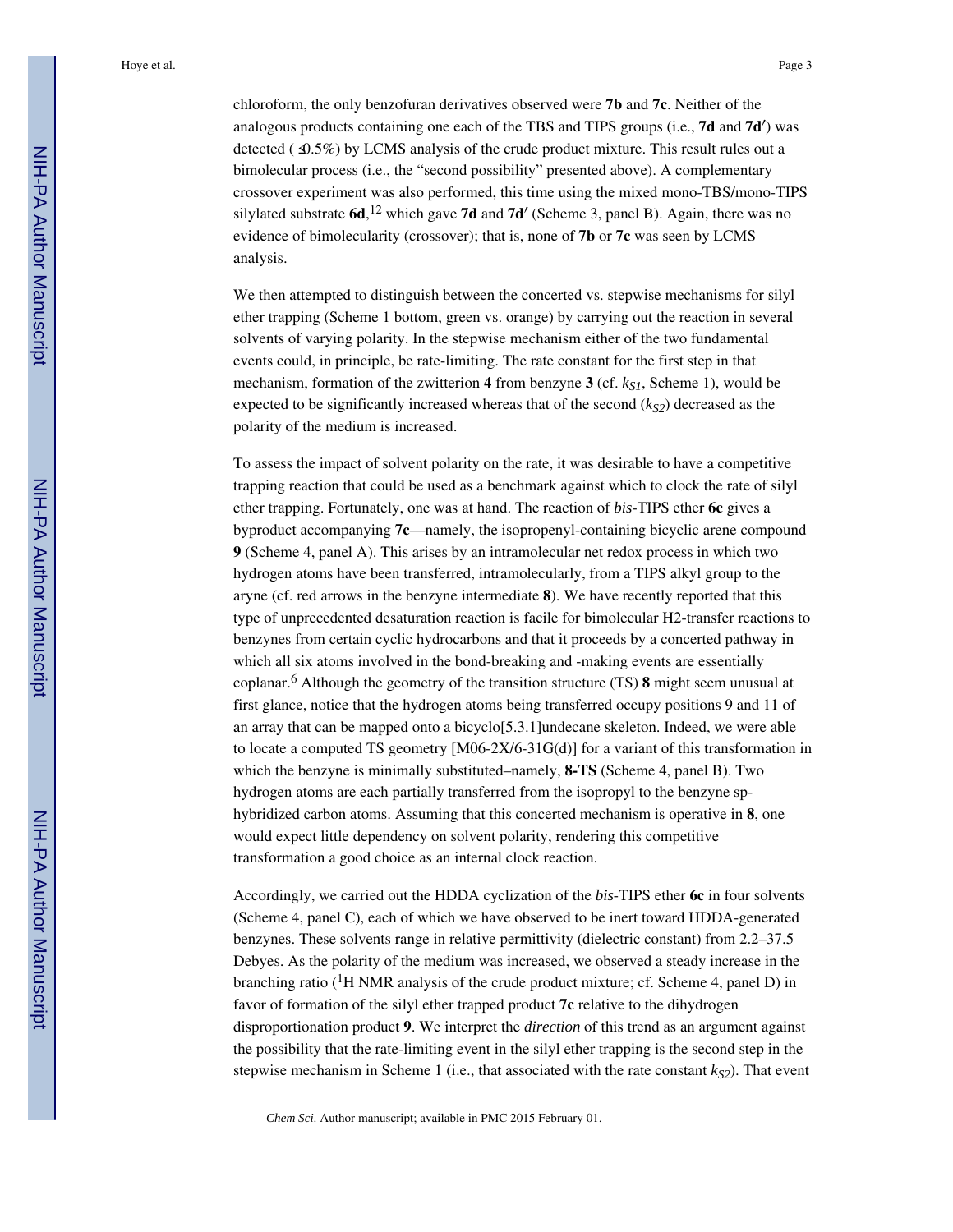chloroform, the only benzofuran derivatives observed were **7b** and **7c**. Neither of the analogous products containing one each of the TBS and TIPS groups (i.e., **7d** and **7d′**) was detected ( ≤0.5%) by LCMS analysis of the crude product mixture. This result rules out a bimolecular process (i.e., the “second possibility” presented above). A complementary crossover experiment was also performed, this time using the mixed mono-TBS/mono-TIPS silylated substrate **6d**,[12] which gave **7d** and **7d′** (Scheme 3, panel B). Again, there was no evidence of bimolecularity (crossover); that is, none of **7b** or **7c** was seen by LCMS analysis.

We then attempted to distinguish between the concerted vs. stepwise mechanisms for silyl ether trapping (Scheme 1 bottom, green vs. orange) by carrying out the reaction in several solvents of varying polarity. In the stepwise mechanism either of the two fundamental events could, in principle, be rate-limiting. The rate constant for the first step in that mechanism, formation of the zwitterion **4** from benzyne **3** (cf. $k_{S1}$, Scheme 1), would be expected to be significantly increased whereas that of the second ($k_{S2}$) decreased as the polarity of the medium is increased.

To assess the impact of solvent polarity on the rate, it was desirable to have a competitive trapping reaction that could be used as a benchmark against which to clock the rate of silyl ether trapping. Fortunately, one was at hand. The reaction of *bis*-TIPS ether **6c** gives a byproduct accompanying **7c**—namely, the isopropenyl-containing bicyclic arene compound **9** (Scheme 4, panel A). This arises by an intramolecular net redox process in which two hydrogen atoms have been transferred, intramolecularly, from a TIPS alkyl group to the aryne (cf. red arrows in the benzyne intermediate **8**). We have recently reported that this type of unprecedented desaturation reaction is facile for bimolecular H2-transfer reactions to benzynes from certain cyclic hydrocarbons and that it proceeds by a concerted pathway in which all six atoms involved in the bond-breaking and -making events are essentially coplanar.[6] Although the geometry of the transition structure (TS) **8** might seem unusual at first glance, notice that the hydrogen atoms being transferred occupy positions 9 and 11 of an array that can be mapped onto a bicyclo[5.3.1]undecane skeleton. Indeed, we were able to locate a computed TS geometry [M06-2X/6-31G(d)] for a variant of this transformation in which the benzyne is minimally substituted–namely, **8-TS** (Scheme 4, panel B). Two hydrogen atoms are each partially transferred from the isopropyl to the benzyne sp-hybridized carbon atoms. Assuming that this concerted mechanism is operative in **8**, one would expect little dependency on solvent polarity, rendering this competitive transformation a good choice as an internal clock reaction.

Accordingly, we carried out the HDDA cyclization of the *bis*-TIPS ether **6c** in four solvents (Scheme 4, panel C), each of which we have observed to be inert toward HDDA-generated benzynes. These solvents range in relative permittivity (dielectric constant) from 2.2–37.5 Debyes. As the polarity of the medium was increased, we observed a steady increase in the branching ratio ($^{1}$H NMR analysis of the crude product mixture; cf. Scheme 4, panel D) in favor of formation of the silyl ether trapped product **7c** relative to the dihydrogen disproportionation product **9**. We interpret the *direction* of this trend as an argument against the possibility that the rate-limiting event in the silyl ether trapping is the second step in the stepwise mechanism in Scheme 1 (i.e., that associated with the rate constant $k_{S2}$). That event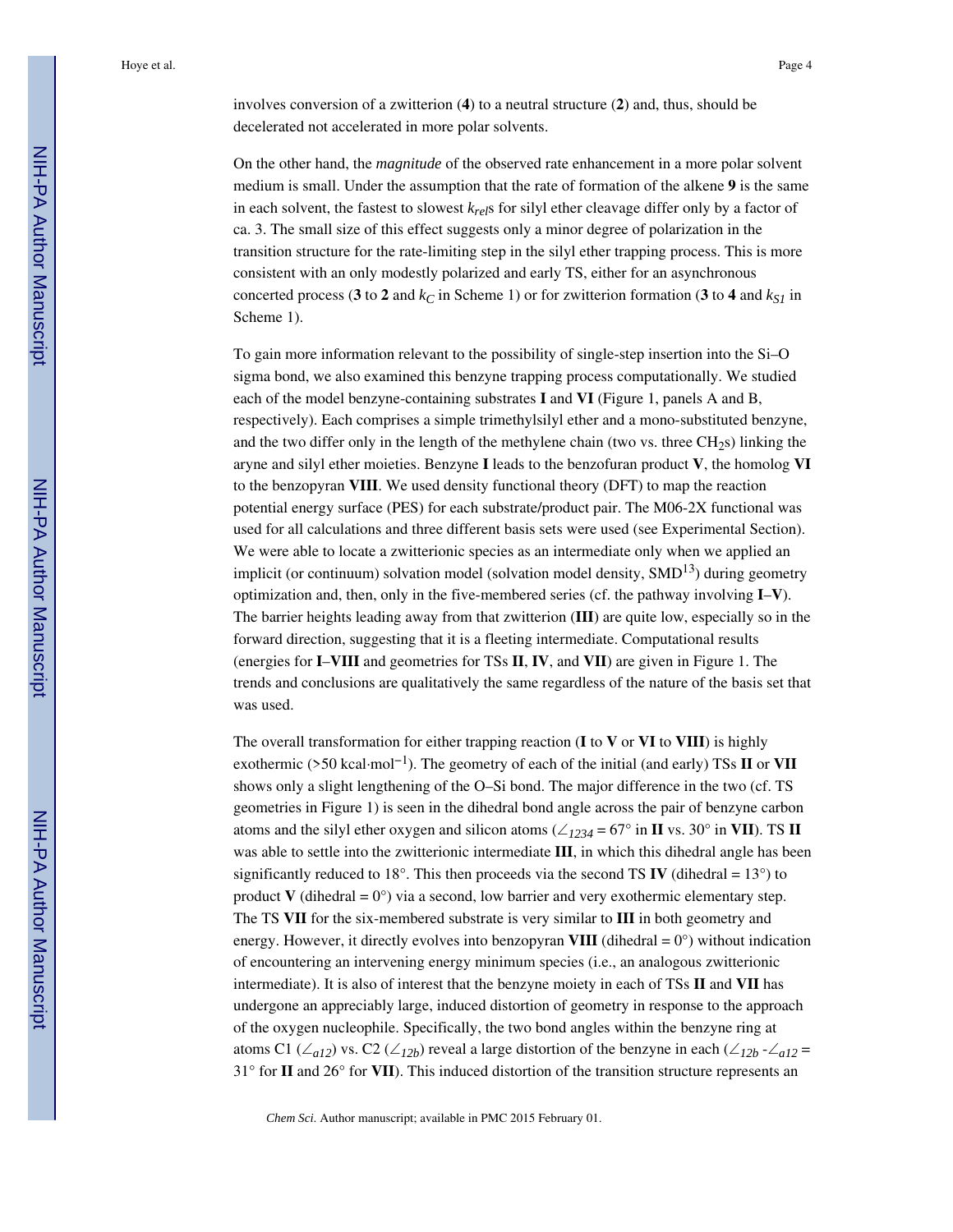involves conversion of a zwitterion (**4**) to a neutral structure (**2**) and, thus, should be decelerated not accelerated in more polar solvents.

On the other hand, the *magnitude* of the observed rate enhancement in a more polar solvent medium is small. Under the assumption that the rate of formation of the alkene **9** is the same in each solvent, the fastest to slowest $k_{rel}$s for silyl ether cleavage differ only by a factor of ca. 3. The small size of this effect suggests only a minor degree of polarization in the transition structure for the rate-limiting step in the silyl ether trapping process. This is more consistent with an only modestly polarized and early TS, either for an asynchronous concerted process (**3** to **2** and $k_C$ in Scheme 1) or for zwitterion formation (**3** to **4** and $k_{S1}$ in Scheme 1).

To gain more information relevant to the possibility of single-step insertion into the Si–O sigma bond, we also examined this benzyne trapping process computationally. We studied each of the model benzyne-containing substrates **I** and **VI** (Figure 1, panels A and B, respectively). Each comprises a simple trimethylsilyl ether and a mono-substituted benzyne, and the two differ only in the length of the methylene chain (two vs. three $CH_2$s) linking the aryne and silyl ether moieties. Benzyne **I** leads to the benzofuran product **V**, the homolog **VI** to the benzopyran **VIII**. We used density functional theory (DFT) to map the reaction potential energy surface (PES) for each substrate/product pair. The M06-2X functional was used for all calculations and three different basis sets were used (see Experimental Section). We were able to locate a zwitterionic species as an intermediate only when we applied an implicit (or continuum) solvation model (solvation model density, SMD[13]) during geometry optimization and, then, only in the five-membered series (cf. the pathway involving **I**–**V**). The barrier heights leading away from that zwitterion (**III**) are quite low, especially so in the forward direction, suggesting that it is a fleeting intermediate. Computational results (energies for **I**–**VIII** and geometries for TSs **II**, **IV**, and **VII**) are given in Figure 1. The trends and conclusions are qualitatively the same regardless of the nature of the basis set that was used.

The overall transformation for either trapping reaction (**I** to **V** or **VI** to **VIII**) is highly exothermic (>50 kcal·mol$^{-1}$). The geometry of each of the initial (and early) TSs **II** or **VII** shows only a slight lengthening of the O–Si bond. The major difference in the two (cf. TS geometries in Figure 1) is seen in the dihedral bond angle across the pair of benzyne carbon atoms and the silyl ether oxygen and silicon atoms ($\angle_{1234}$ = 67° in **II** vs. 30° in **VII**). TS **II** was able to settle into the zwitterionic intermediate **III**, in which this dihedral angle has been significantly reduced to 18°. This then proceeds via the second TS **IV** (dihedral = 13°) to product **V** (dihedral = 0°) via a second, low barrier and very exothermic elementary step. The TS **VII** for the six-membered substrate is very similar to **III** in both geometry and energy. However, it directly evolves into benzopyran **VIII** (dihedral = 0°) without indication of encountering an intervening energy minimum species (i.e., an analogous zwitterionic intermediate). It is also of interest that the benzyne moiety in each of TSs **II** and **VII** has undergone an appreciably large, induced distortion of geometry in response to the approach of the oxygen nucleophile. Specifically, the two bond angles within the benzyne ring at atoms C1 ($\angle_{a12}$) vs. C2 ($\angle_{12b}$) reveal a large distortion of the benzyne in each ($\angle_{12b}$ - $\angle_{a12}$ = 31° for **II** and 26° for **VII**). This induced distortion of the transition structure represents an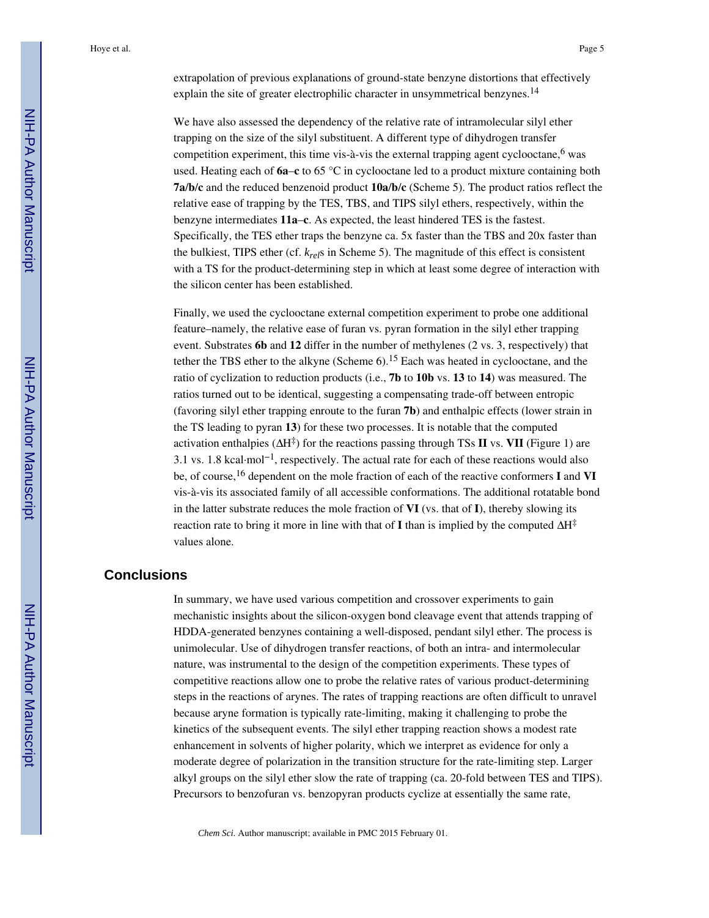extrapolation of previous explanations of ground-state benzyne distortions that effectively explain the site of greater electrophilic character in unsymmetrical benzynes.[14]

We have also assessed the dependency of the relative rate of intramolecular silyl ether trapping on the size of the silyl substituent. A different type of dihydrogen transfer competition experiment, this time vis-à-vis the external trapping agent cyclooctane,[6] was used. Heating each of **6a–c** to 65 °C in cyclooctane led to a product mixture containing both **7a/b/c** and the reduced benzenoid product **10a/b/c** (Scheme 5). The product ratios reflect the relative ease of trapping by the TES, TBS, and TIPS silyl ethers, respectively, within the benzyne intermediates **11a–c**. As expected, the least hindered TES is the fastest. Specifically, the TES ether traps the benzyne ca. 5x faster than the TBS and 20x faster than the bulkiest, TIPS ether (cf. $k_{rel}$s in Scheme 5). The magnitude of this effect is consistent with a TS for the product-determining step in which at least some degree of interaction with the silicon center has been established.

Finally, we used the cyclooctane external competition experiment to probe one additional feature–namely, the relative ease of furan vs. pyran formation in the silyl ether trapping event. Substrates **6b** and **12** differ in the number of methylenes (2 vs. 3, respectively) that tether the TBS ether to the alkyne (Scheme 6).[15] Each was heated in cyclooctane, and the ratio of cyclization to reduction products (i.e., **7b** to **10b** vs. **13** to **14**) was measured. The ratios turned out to be identical, suggesting a compensating trade-off between entropic (favoring silyl ether trapping enroute to the furan **7b**) and enthalpic effects (lower strain in the TS leading to pyran **13**) for these two processes. It is notable that the computed activation enthalpies ($\Delta H^{\ddagger}$) for the reactions passing through TSs **II** vs. **VII** (Figure 1) are 3.1 vs. 1.8 kcal·mol$^{-1}$, respectively. The actual rate for each of these reactions would also be, of course,[16] dependent on the mole fraction of each of the reactive conformers **I** and **VI** vis-à-vis its associated family of all accessible conformations. The additional rotatable bond in the latter substrate reduces the mole fraction of **VI** (vs. that of **I**), thereby slowing its reaction rate to bring it more in line with that of **I** than is implied by the computed $\Delta H^{\ddagger}$ values alone.

## Conclusions

In summary, we have used various competition and crossover experiments to gain mechanistic insights about the silicon-oxygen bond cleavage event that attends trapping of HDDA-generated benzynes containing a well-disposed, pendant silyl ether. The process is unimolecular. Use of dihydrogen transfer reactions, of both an intra- and intermolecular nature, was instrumental to the design of the competition experiments. These types of competitive reactions allow one to probe the relative rates of various product-determining steps in the reactions of arynes. The rates of trapping reactions are often difficult to unravel because aryne formation is typically rate-limiting, making it challenging to probe the kinetics of the subsequent events. The silyl ether trapping reaction shows a modest rate enhancement in solvents of higher polarity, which we interpret as evidence for only a moderate degree of polarization in the transition structure for the rate-limiting step. Larger alkyl groups on the silyl ether slow the rate of trapping (ca. 20-fold between TES and TIPS). Precursors to benzofuran vs. benzopyran products cyclize at essentially the same rate,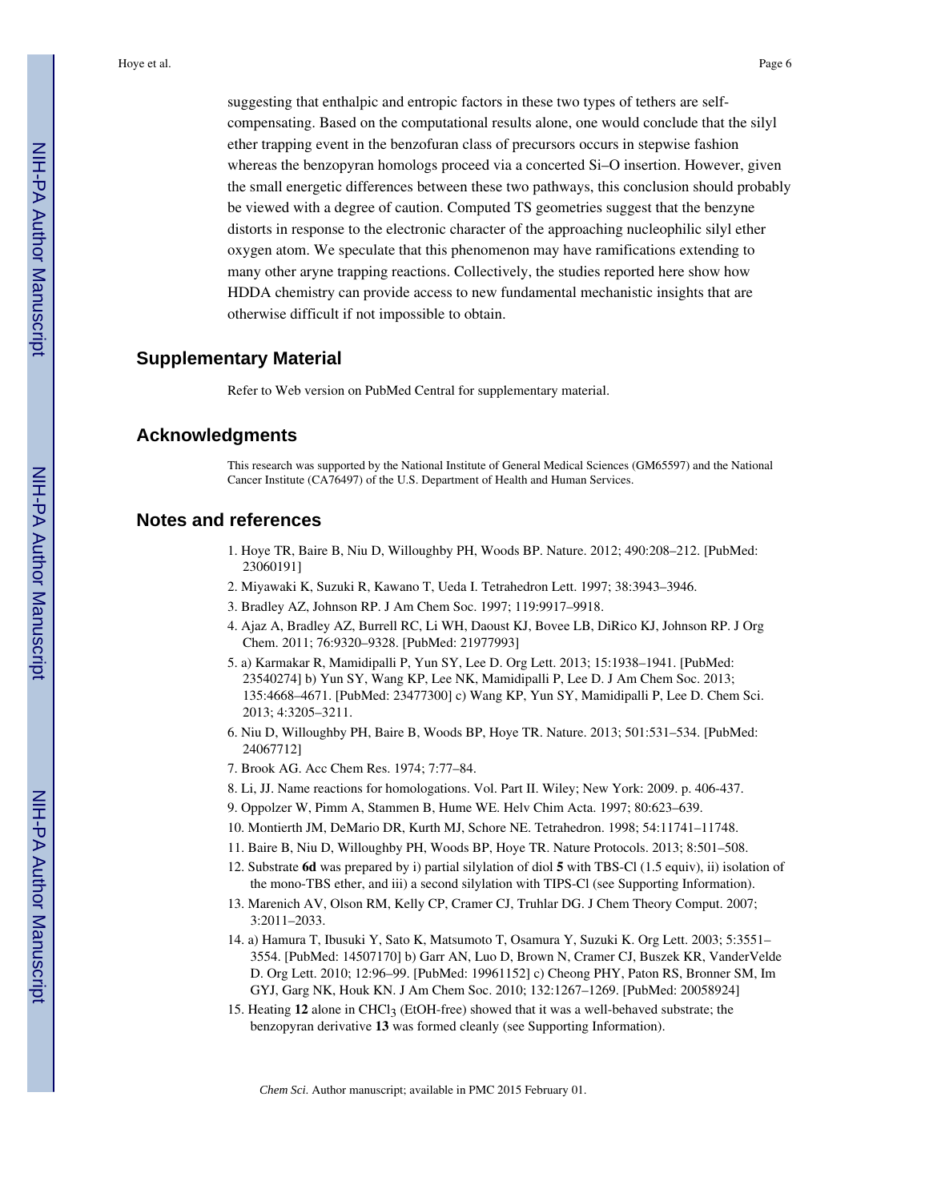suggesting that enthalpic and entropic factors in these two types of tethers are self-compensating. Based on the computational results alone, one would conclude that the silyl ether trapping event in the benzofuran class of precursors occurs in stepwise fashion whereas the benzopyran homologs proceed via a concerted Si–O insertion. However, given the small energetic differences between these two pathways, this conclusion should probably be viewed with a degree of caution. Computed TS geometries suggest that the benzyne distorts in response to the electronic character of the approaching nucleophilic silyl ether oxygen atom. We speculate that this phenomenon may have ramifications extending to many other aryne trapping reactions. Collectively, the studies reported here show how HDDA chemistry can provide access to new fundamental mechanistic insights that are otherwise difficult if not impossible to obtain.

## Supplementary Material

Refer to Web version on PubMed Central for supplementary material.

## Acknowledgments

This research was supported by the National Institute of General Medical Sciences (GM65597) and the National Cancer Institute (CA76497) of the U.S. Department of Health and Human Services.

## Notes and references

1. Hoye TR, Baire B, Niu D, Willoughby PH, Woods BP. Nature. 2012; 490:208–212. [PubMed: 23060191]
2. Miyawaki K, Suzuki R, Kawano T, Ueda I. Tetrahedron Lett. 1997; 38:3943–3946.
3. Bradley AZ, Johnson RP. J Am Chem Soc. 1997; 119:9917–9918.
4. Ajaz A, Bradley AZ, Burrell RC, Li WH, Daoust KJ, Bovee LB, DiRico KJ, Johnson RP. J Org Chem. 2011; 76:9320–9328. [PubMed: 21977993]
5. a) Karmakar R, Mamidipalli P, Yun SY, Lee D. Org Lett. 2013; 15:1938–1941. [PubMed: 23540274] b) Yun SY, Wang KP, Lee NK, Mamidipalli P, Lee D. J Am Chem Soc. 2013; 135:4668–4671. [PubMed: 23477300] c) Wang KP, Yun SY, Mamidipalli P, Lee D. Chem Sci. 2013; 4:3205–3211.
6. Niu D, Willoughby PH, Baire B, Woods BP, Hoye TR. Nature. 2013; 501:531–534. [PubMed: 24067712]
7. Brook AG. Acc Chem Res. 1974; 7:77–84.
8. Li, JJ. Name reactions for homologations. Vol. Part II. Wiley; New York: 2009. p. 406-437.
9. Oppolzer W, Pimm A, Stammen B, Hume WE. Helv Chim Acta. 1997; 80:623–639.
10. Montierth JM, DeMario DR, Kurth MJ, Schore NE. Tetrahedron. 1998; 54:11741–11748.
11. Baire B, Niu D, Willoughby PH, Woods BP, Hoye TR. Nature Protocols. 2013; 8:501–508.
12. Substrate **6d** was prepared by i) partial silylation of diol **5** with TBS-Cl (1.5 equiv), ii) isolation of the mono-TBS ether, and iii) a second silylation with TIPS-Cl (see Supporting Information).
13. Marenich AV, Olson RM, Kelly CP, Cramer CJ, Truhlar DG. J Chem Theory Comput. 2007; 3:2011–2033.
14. a) Hamura T, Ibusuki Y, Sato K, Matsumoto T, Osamura Y, Suzuki K. Org Lett. 2003; 5:3551–3554. [PubMed: 14507170] b) Garr AN, Luo D, Brown N, Cramer CJ, Buszek KR, VanderVelde D. Org Lett. 2010; 12:96–99. [PubMed: 19961152] c) Cheong PHY, Paton RS, Bronner SM, Im GYJ, Garg NK, Houk KN. J Am Chem Soc. 2010; 132:1267–1269. [PubMed: 20058924]
15. Heating **12** alone in $CHCl_3$ (EtOH-free) showed that it was a well-behaved substrate; the benzopyran derivative **13** was formed cleanly (see Supporting Information).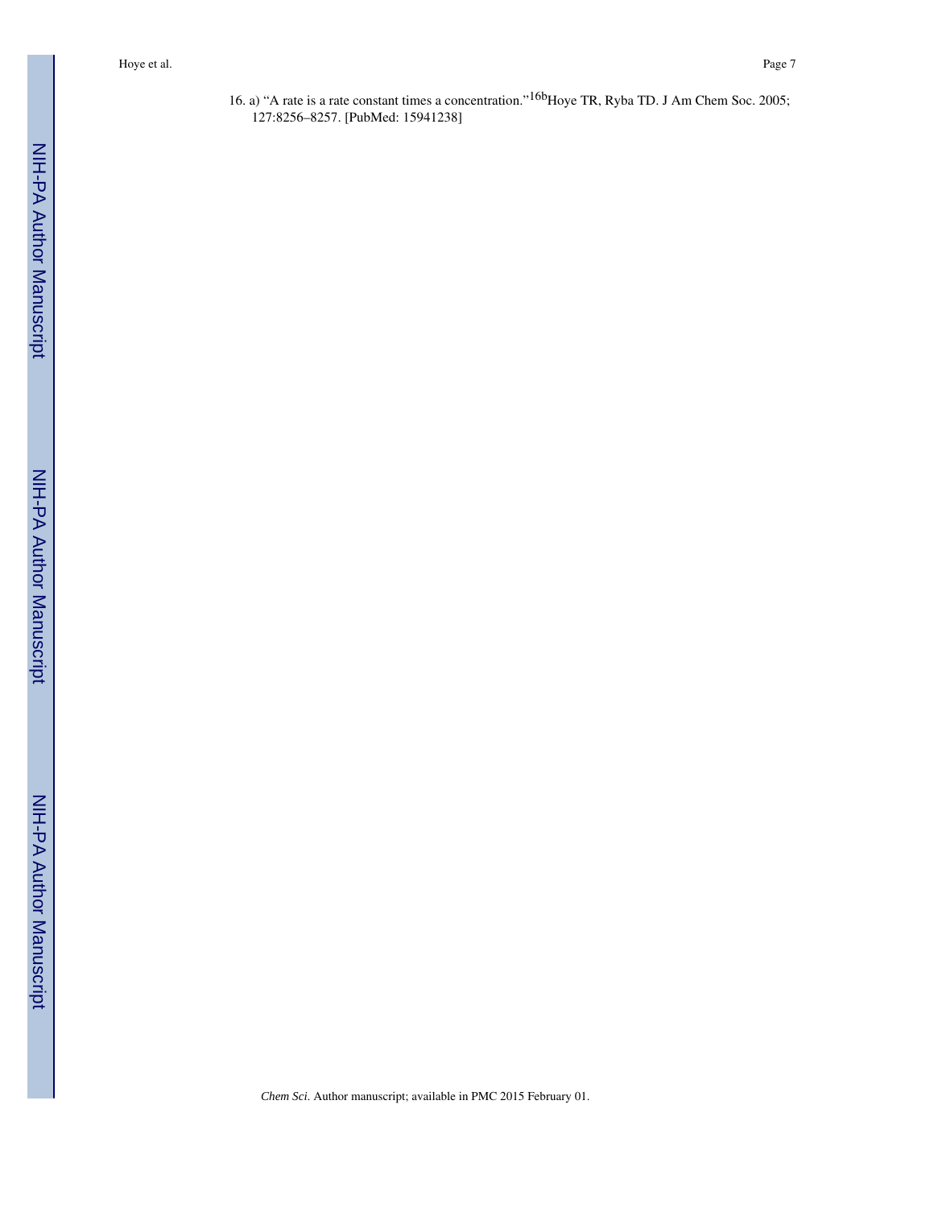16. a) “A rate is a rate constant times a concentration.”[16b]Hoye TR, Ryba TD. J Am Chem Soc. 2005; 127:8256–8257. [PubMed: 15941238]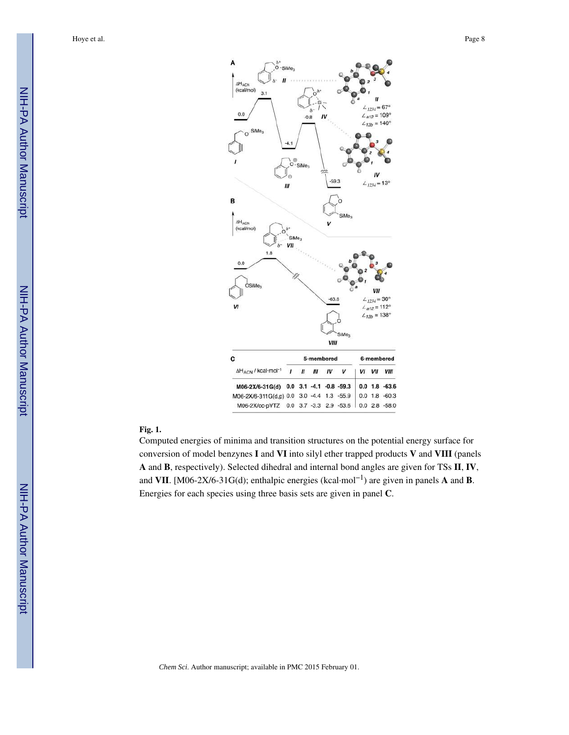| ΔH$_{ACN}$ / kcal·mol$^{-1}$ | 5-membered | | | | | 6-membered | | |
|---|---|---|---|---|---|---|---|---|
| | I | II | III | IV | V | VI | VII | VIII |
| **M06-2X/6-31G(d)** | **0.0** | **3.1** | **-4.1** | **-0.8** | **-59.3** | **0.0** | **1.8** | **-63.6** |
| M06-2X/6-311G(d,p) | 0.0 | 3.0 | -4.4 | 1.3 | -55.9 | 0.0 | 1.8 | -60.3 |
| M06-2X/cc-pVTZ | 0.0 | 3.7 | -3.3 | 2.9 | -53.6 | 0.0 | 2.8 | -58.0 |

**Fig. 1.**

Computed energies of minima and transition structures on the potential energy surface for conversion of model benzynes **I** and **VI** into silyl ether trapped products **V** and **VIII** (panels **A** and **B**, respectively). Selected dihedral and internal bond angles are given for TSs **II**, **IV**, and **VII**. [M06-2X/6-31G(d); enthalpic energies (kcal·mol$^{-1}$) are given in panels **A** and **B**. Energies for each species using three basis sets are given in panel **C**.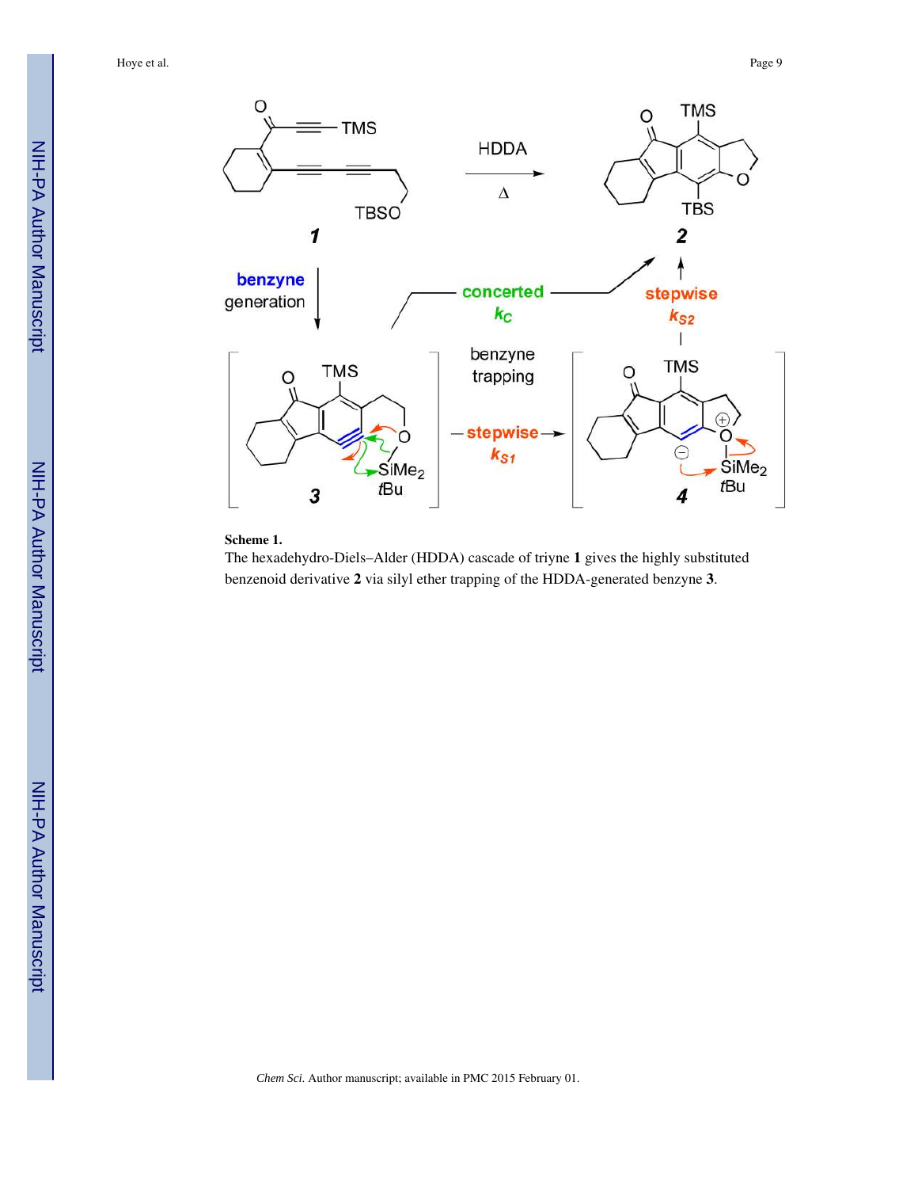**Scheme 1.**

The hexadehydro-Diels–Alder (HDDA) cascade of triyne **1** gives the highly substituted benzenoid derivative **2** via silyl ether trapping of the HDDA-generated benzyne **3**.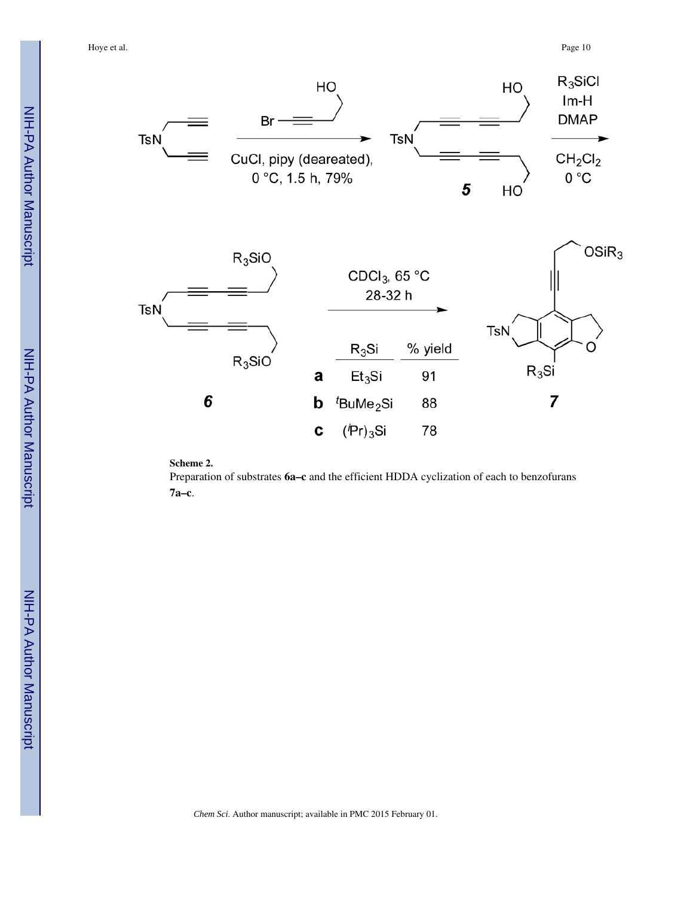**Scheme 2.**

Preparation of substrates **6a–c** and the efficient HDDA cyclization of each to benzofurans **7a–c**.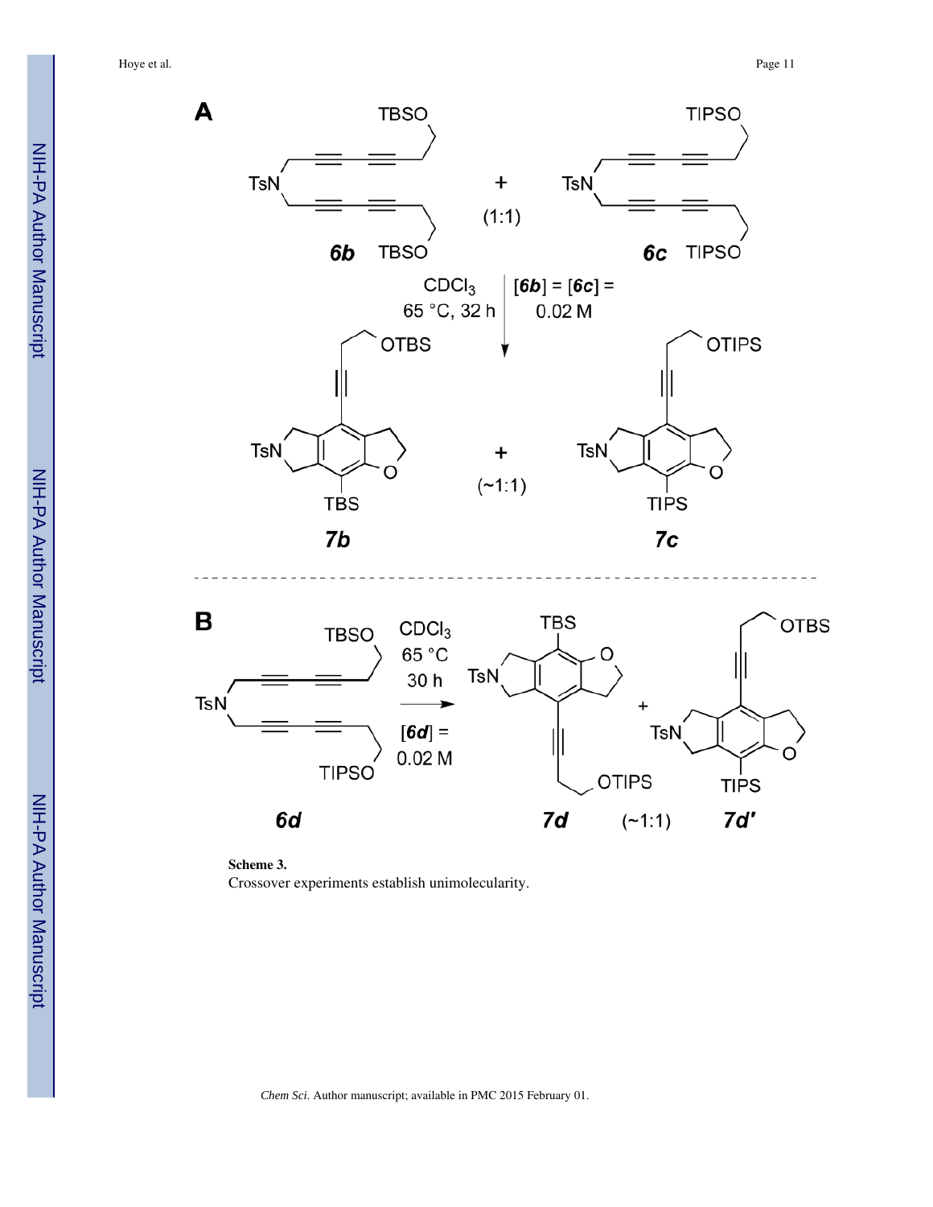**Scheme 3.**

Crossover experiments establish unimolecularity.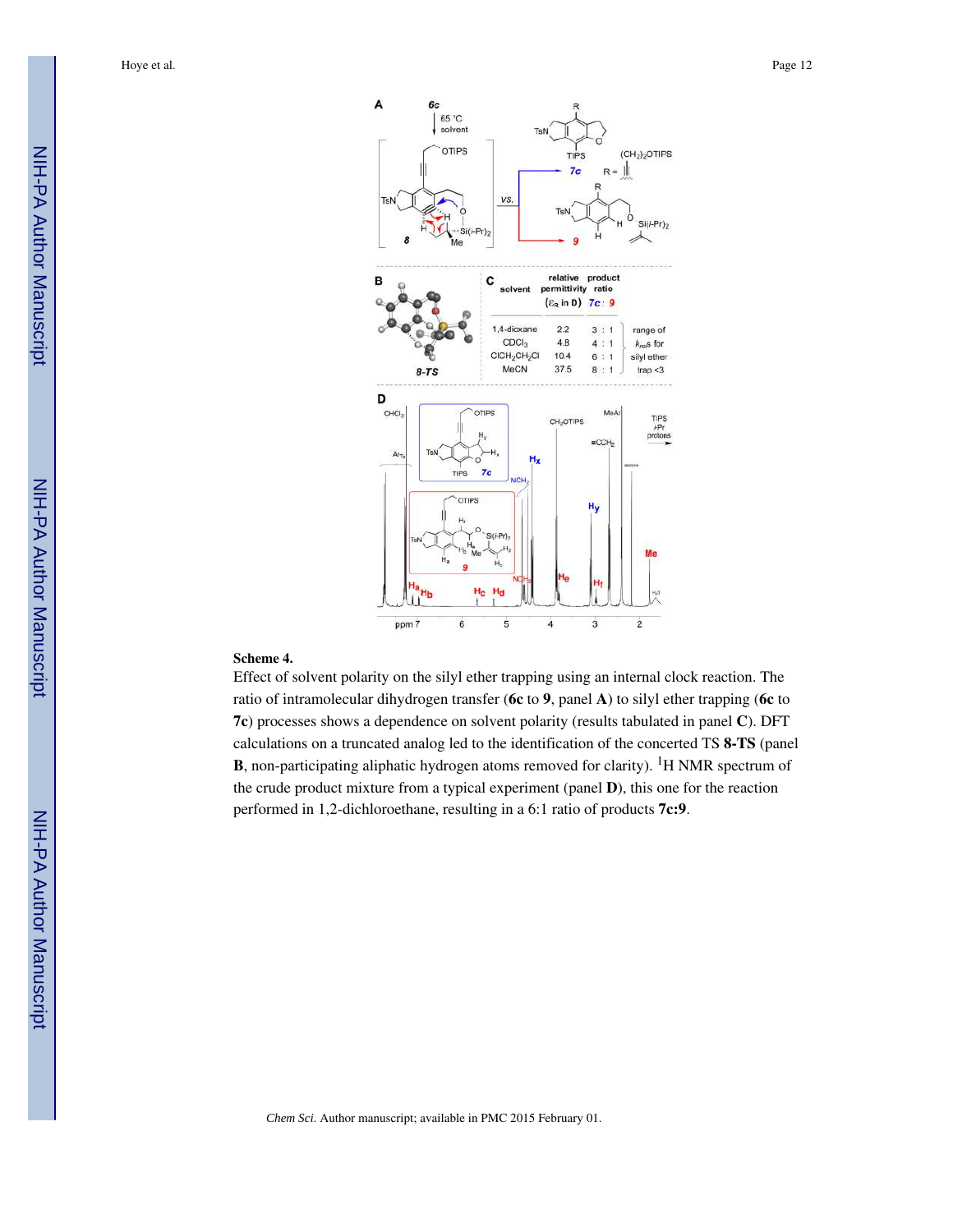**Scheme 4.**

Effect of solvent polarity on the silyl ether trapping using an internal clock reaction. The ratio of intramolecular dihydrogen transfer (**6c** to **9**, panel **A**) to silyl ether trapping (**6c** to **7c**) processes shows a dependence on solvent polarity (results tabulated in panel **C**). DFT calculations on a truncated analog led to the identification of the concerted TS **8-TS** (panel **B**, non-participating aliphatic hydrogen atoms removed for clarity). [1]H NMR spectrum of the crude product mixture from a typical experiment (panel **D**), this one for the reaction performed in 1,2-dichloroethane, resulting in a 6:1 ratio of products **7c:9**.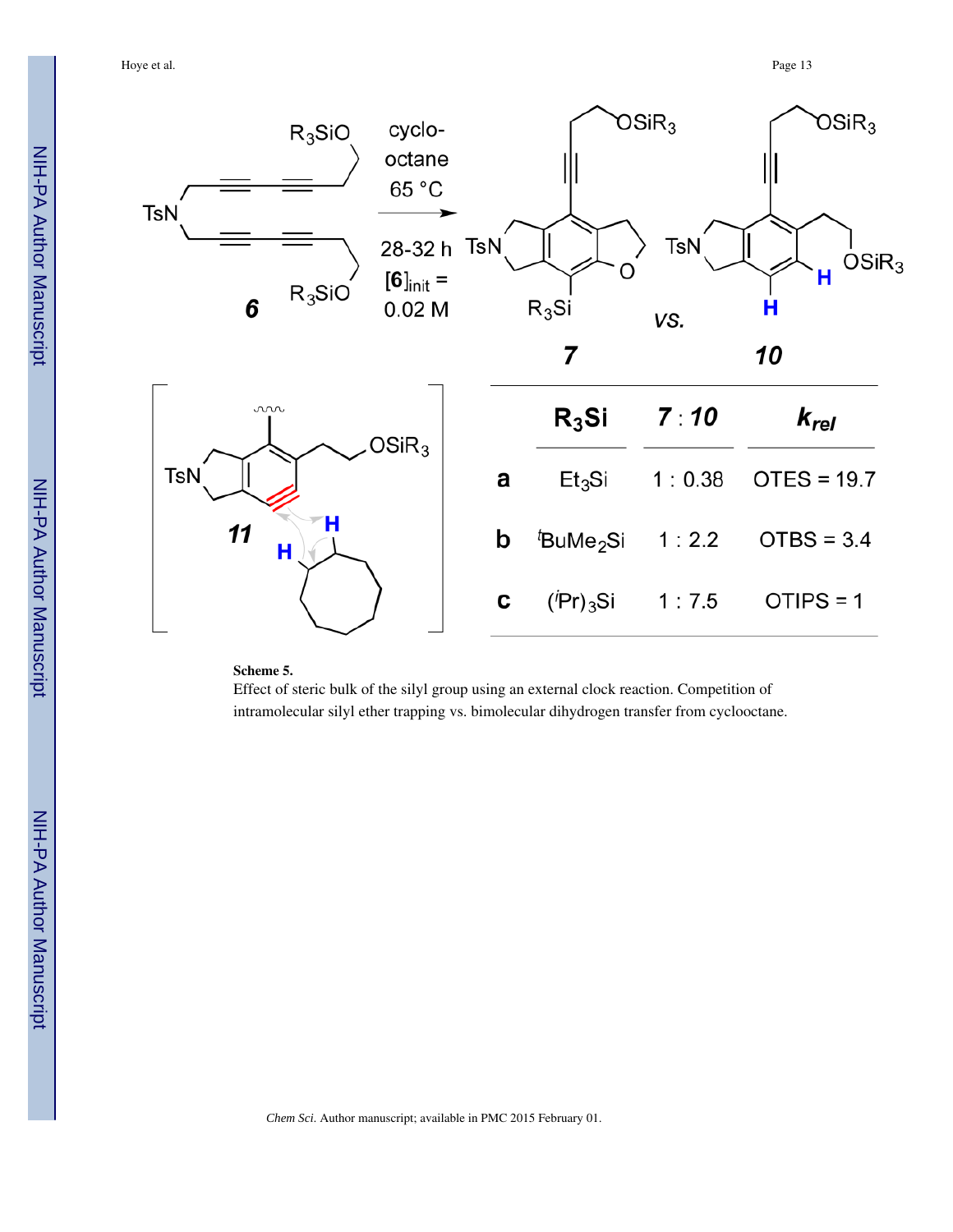| | $R_3Si$ | **7** : **10** | $k_{rel}$ |
|---|---|---|---|
| **a** | $Et_3Si$ | 1 : 0.38 | OTES = 19.7 |
| **b** | $^tBuMe_2Si$ | 1 : 2.2 | OTBS = 3.4 |
| **c** | $(^iPr)_3Si$ | 1 : 7.5 | OTIPS = 1 |

**Scheme 5.**

Effect of steric bulk of the silyl group using an external clock reaction. Competition of intramolecular silyl ether trapping vs. bimolecular dihydrogen transfer from cyclooctane.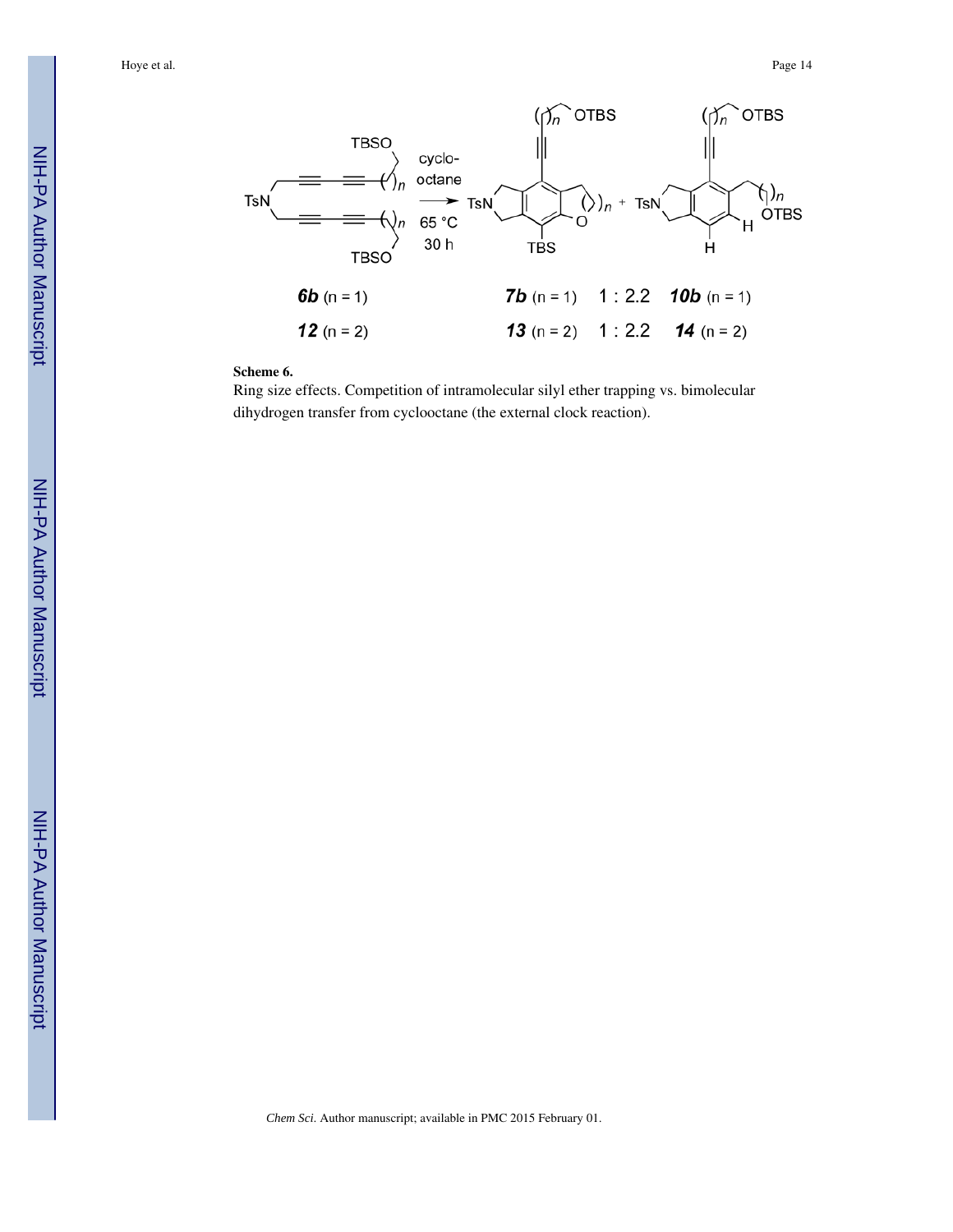TBSO

TsN

TBSO

cyclo-
octane

65 °C
30 h

OTBS

TsN

TBS

O

OTBS

TsN

H

H

OTBS

**6b** (n = 1)

**12** (n = 2)

**7b** (n = 1) 1 : 2.2 **10b** (n = 1)

**13** (n = 2) 1 : 2.2 **14** (n = 2)

**Scheme 6.**

Ring size effects. Competition of intramolecular silyl ether trapping vs. bimolecular dihydrogen transfer from cyclooctane (the external clock reaction).